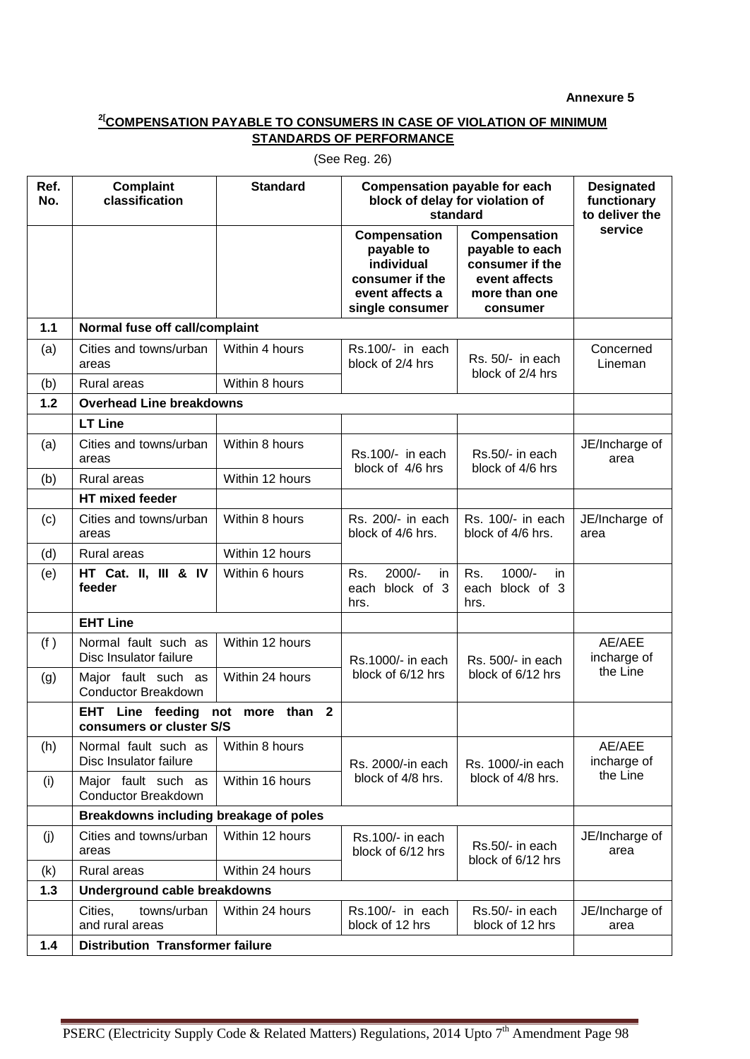**Annexure 5**

## [2[COMPENSATION PAYABLE TO CONSUMERS IN CASE OF VIOLATION OF MINIMUM STANDARDS OF PERFORMANCE

(See Reg. 26)

| Ref. No. | Complaint classification | Standard | Compensation payable for each block of delay for violation of standard | | Designated functionary to deliver the service |
|---|---|---|---|---|---|
| | | | Compensation payable to individual consumer if the event affects a single consumer | Compensation payable to each consumer if the event affects more than one consumer | |
| **1.1** | **Normal fuse off call/complaint** | | | | |
| (a) | Cities and towns/urban areas | Within 4 hours | Rs.100/- in each block of 2/4 hrs | Rs. 50/- in each block of 2/4 hrs | Concerned Lineman |
| (b) | Rural areas | Within 8 hours | | | |
| **1.2** | **Overhead Line breakdowns** | | | | |
| | **LT Line** | | | | |
| (a) | Cities and towns/urban areas | Within 8 hours | Rs.100/- in each block of 4/6 hrs | Rs.50/- in each block of 4/6 hrs | JE/Incharge of area |
| (b) | Rural areas | Within 12 hours | | | |
| | **HT mixed feeder** | | | | |
| (c) | Cities and towns/urban areas | Within 8 hours | Rs. 200/- in each block of 4/6 hrs. | Rs. 100/- in each block of 4/6 hrs. | JE/Incharge of area |
| (d) | Rural areas | Within 12 hours | | | |
| (e) | **HT Cat. II, III & IV feeder** | Within 6 hours | Rs. 2000/- in each block of 3 hrs. | Rs. 1000/- in each block of 3 hrs. | |
| | **EHT Line** | | | | |
| (f ) | Normal fault such as Disc Insulator failure | Within 12 hours | Rs.1000/- in each block of 6/12 hrs | Rs. 500/- in each block of 6/12 hrs | AE/AEE incharge of the Line |
| (g) | Major fault such as Conductor Breakdown | Within 24 hours | | | |
| | **EHT Line feeding not more than 2 consumers or cluster S/S** | | | | |
| (h) | Normal fault such as Disc Insulator failure | Within 8 hours | Rs. 2000/-in each block of 4/8 hrs. | Rs. 1000/-in each block of 4/8 hrs. | AE/AEE incharge of the Line |
| (i) | Major fault such as Conductor Breakdown | Within 16 hours | | | |
| | **Breakdowns including breakage of poles** | | | | |
| (j) | Cities and towns/urban areas | Within 12 hours | Rs.100/- in each block of 6/12 hrs | Rs.50/- in each block of 6/12 hrs | JE/Incharge of area |
| (k) | Rural areas | Within 24 hours | | | |
| **1.3** | **Underground cable breakdowns** | | | | |
| | Cities, towns/urban and rural areas | Within 24 hours | Rs.100/- in each block of 12 hrs | Rs.50/- in each block of 12 hrs | JE/Incharge of area |
| **1.4** | **Distribution Transformer failure** | | | | |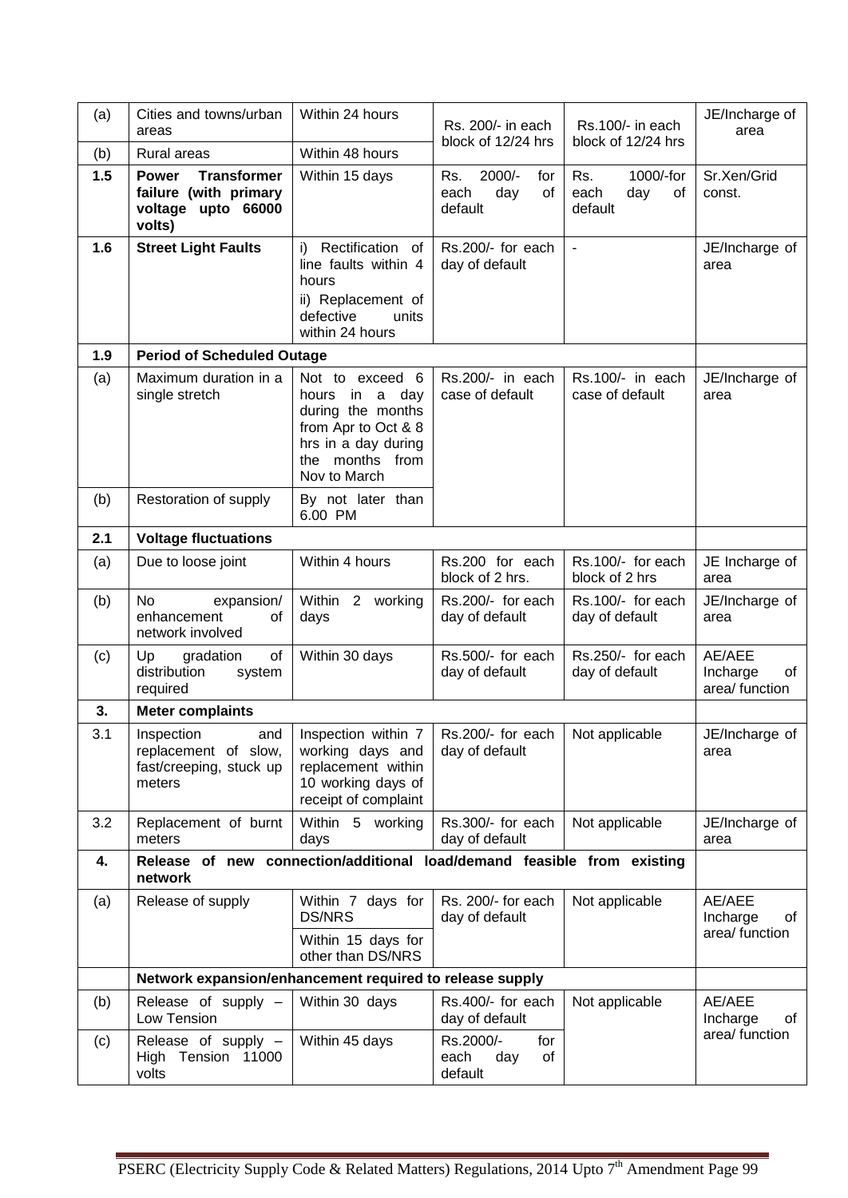| (a) | Cities and towns/urban areas | Within 24 hours | Rs. 200/- in each block of 12/24 hrs | Rs.100/- in each block of 12/24 hrs | JE/Incharge of area |
|---|---|---|---|---|---|
| (b) | Rural areas | Within 48 hours | | | |
| **1.5** | **Power Transformer failure (with primary voltage upto 66000 volts)** | Within 15 days | Rs. 2000/- for each day of default | Rs. 1000/-for each day of default | Sr.Xen/Grid const. |
| **1.6** | **Street Light Faults** | i) Rectification of line faults within 4 hours<br>ii) Replacement of defective units within 24 hours | Rs.200/- for each day of default | - | JE/Incharge of area |
| **1.9** | **Period of Scheduled Outage** | | | | |
| (a) | Maximum duration in a single stretch | Not to exceed 6 hours in a day during the months from Apr to Oct & 8 hrs in a day during the months from Nov to March | Rs.200/- in each case of default | Rs.100/- in each case of default | JE/Incharge of area |
| (b) | Restoration of supply | By not later than 6.00 PM | | | |
| **2.1** | **Voltage fluctuations** | | | | |
| (a) | Due to loose joint | Within 4 hours | Rs.200 for each block of 2 hrs. | Rs.100/- for each block of 2 hrs | JE Incharge of area |
| (b) | No expansion/ enhancement of network involved | Within 2 working days | Rs.200/- for each day of default | Rs.100/- for each day of default | JE/Incharge of area |
| (c) | Up gradation of distribution system required | Within 30 days | Rs.500/- for each day of default | Rs.250/- for each day of default | AE/AEE Incharge of area/ function |
| **3.** | **Meter complaints** | | | | |
| 3.1 | Inspection and replacement of slow, fast/creeping, stuck up meters | Inspection within 7 working days and replacement within 10 working days of receipt of complaint | Rs.200/- for each day of default | Not applicable | JE/Incharge of area |
| 3.2 | Replacement of burnt meters | Within 5 working days | Rs.300/- for each day of default | Not applicable | JE/Incharge of area |
| **4.** | **Release of new connection/additional load/demand feasible from existing network** | | | | |
| (a) | Release of supply | Within 7 days for DS/NRS<br>Within 15 days for other than DS/NRS | Rs. 200/- for each day of default | Not applicable | AE/AEE Incharge of area/ function |
| | **Network expansion/enhancement required to release supply** | | | | |
| (b) | Release of supply – Low Tension | Within 30 days | Rs.400/- for each day of default | Not applicable | AE/AEE Incharge of area/ function |
| (c) | Release of supply – High Tension 11000 volts | Within 45 days | Rs.2000/- for each day of default | | |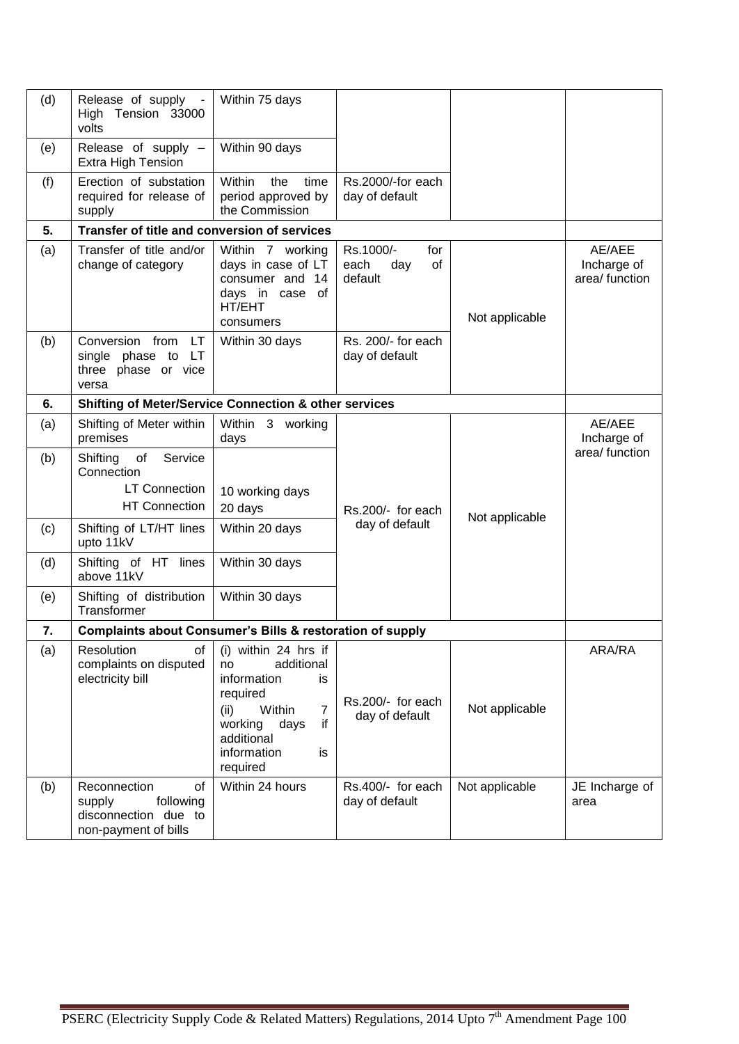| | | | | | |
|---|---|---|---|---|---|
| (d) | Release of supply - High Tension 33000 volts | Within 75 days | | | |
| (e) | Release of supply – Extra High Tension | Within 90 days | | | |
| (f) | Erection of substation required for release of supply | Within the time period approved by the Commission | Rs.2000/-for each day of default | | |
| **5.** | **Transfer of title and conversion of services** | | | | |
| (a) | Transfer of title and/or change of category | Within 7 working days in case of LT consumer and 14 days in case of HT/EHT consumers | Rs.1000/- for each day of default | Not applicable | AE/AEE Incharge of area/ function |
| (b) | Conversion from LT single phase to LT three phase or vice versa | Within 30 days | Rs. 200/- for each day of default | | |
| **6.** | **Shifting of Meter/Service Connection & other services** | | | | |
| (a) | Shifting of Meter within premises | Within 3 working days | Rs.200/- for each day of default | Not applicable | AE/AEE Incharge of area/ function |
| (b) | Shifting of Service Connection<br>LT Connection<br>HT Connection | <br>10 working days<br>20 days | | | |
| (c) | Shifting of LT/HT lines upto 11kV | Within 20 days | | | |
| (d) | Shifting of HT lines above 11kV | Within 30 days | | | |
| (e) | Shifting of distribution Transformer | Within 30 days | | | |
| **7.** | **Complaints about Consumer's Bills & restoration of supply** | | | | |
| (a) | Resolution of complaints on disputed electricity bill | (i) within 24 hrs if no additional information is required<br>(ii) Within 7 working days if additional information is required | Rs.200/- for each day of default | Not applicable | ARA/RA |
| (b) | Reconnection of supply following disconnection due to non-payment of bills | Within 24 hours | Rs.400/- for each day of default | Not applicable | JE Incharge of area |